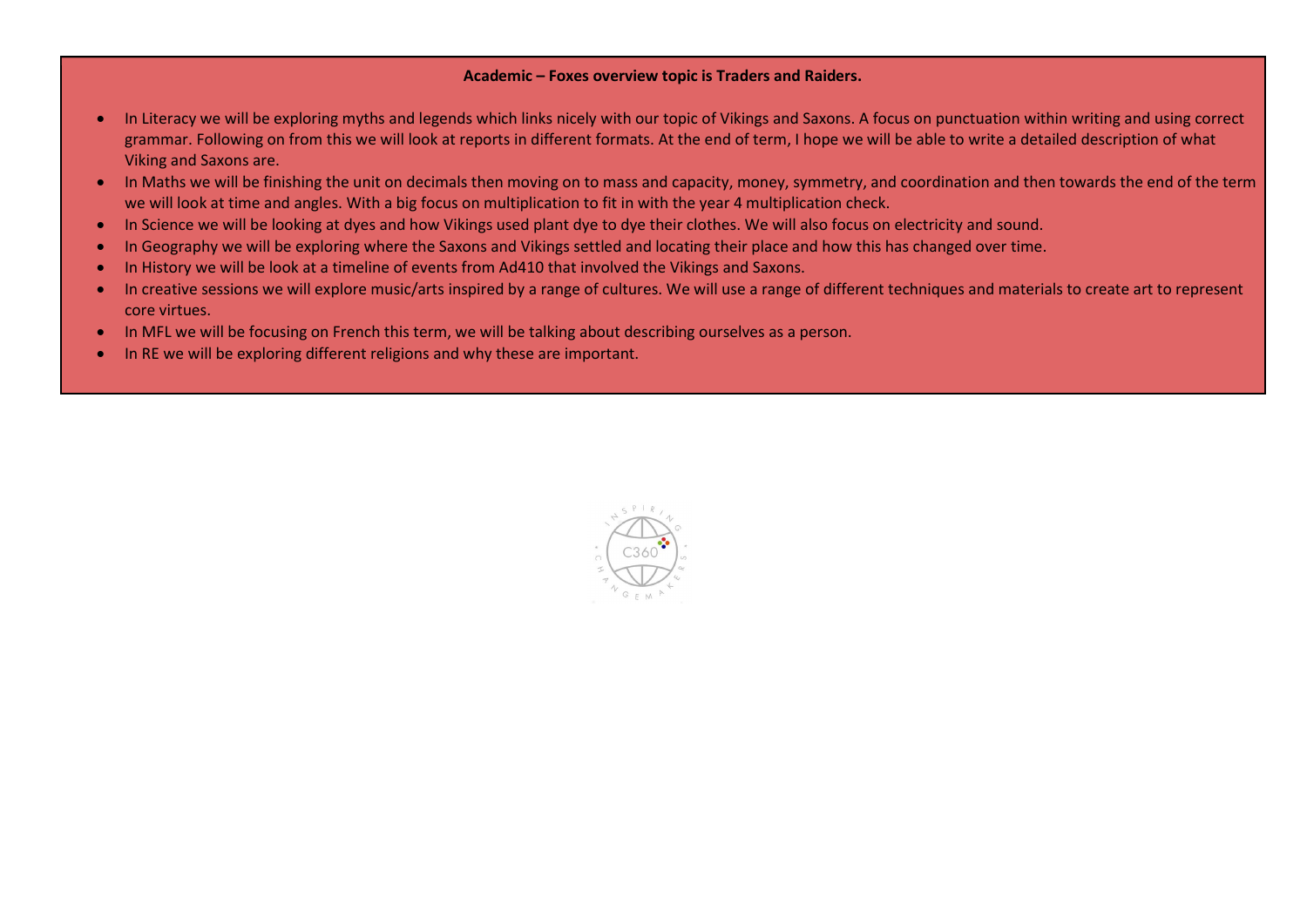**Academic – Foxes overview topic is Traders and Raiders.**

- In Literacy we will be exploring myths and legends which links nicely with our topic of Vikings and Saxons. A focus on punctuation within writing and using correct grammar. Following on from this we will look at reports in different formats. At the end of term, I hope we will be able to write a detailed description of what Viking and Saxons are.
- In Maths we will be finishing the unit on decimals then moving on to mass and capacity, money, symmetry, and coordination and then towards the end of the term we will look at time and angles. With a big focus on multiplication to fit in with the year 4 multiplication check.
- In Science we will be looking at dyes and how Vikings used plant dye to dye their clothes. We will also focus on electricity and sound.
- In Geography we will be exploring where the Saxons and Vikings settled and locating their place and how this has changed over time.
- In History we will be look at a timeline of events from Ad410 that involved the Vikings and Saxons.
- In creative sessions we will explore music/arts inspired by a range of cultures. We will use a range of different techniques and materials to create art to represent core virtues.
- In MFL we will be focusing on French this term, we will be talking about describing ourselves as a person.
- In RE we will be exploring different religions and why these are important.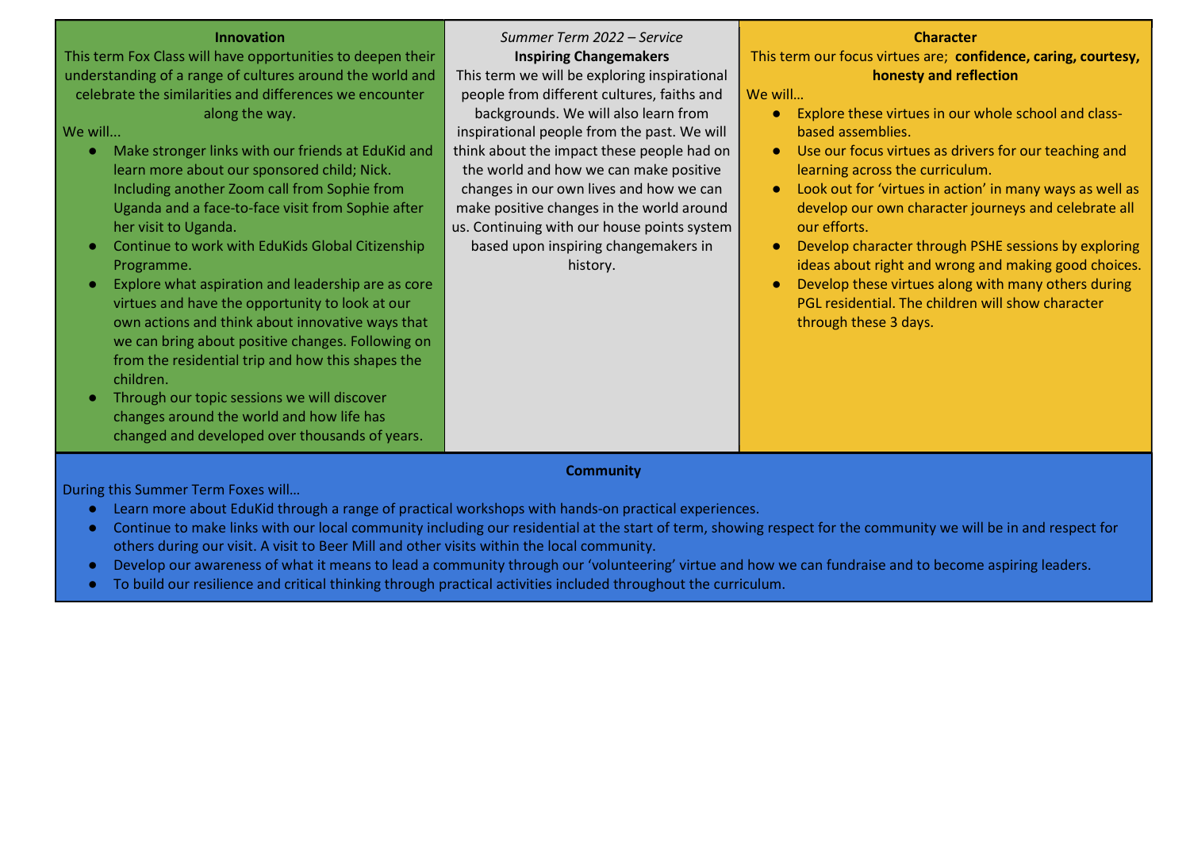## Innovation

This term Fox Class will have opportunities to deepen their understanding of a range of cultures around the world and celebrate the similarities and differences we encounter along the way.

We will...

- Make stronger links with our friends at EduKid and learn more about our sponsored child; Nick. Including another Zoom call from Sophie from Uganda and a face-to-face visit from Sophie after her visit to Uganda.
- Continue to work with EduKids Global Citizenship Programme.
- Explore what aspiration and leadership are as core virtues and have the opportunity to look at our own actions and think about innovative ways that we can bring about positive changes. Following on from the residential trip and how this shapes the children.
- Through our topic sessions we will discover changes around the world and how life has changed and developed over thousands of years.

*Summer Term 2022 – Service*

## Inspiring Changemakers

This term we will be exploring inspirational people from different cultures, faiths and backgrounds. We will also learn from inspirational people from the past. We will think about the impact these people had on the world and how we can make positive changes in our own lives and how we can make positive changes in the world around us. Continuing with our house points system based upon inspiring changemakers in history.

## Character

This term our focus virtues are; **confidence, caring, courtesy, honesty and reflection**

We will…

- Explore these virtues in our whole school and class-based assemblies.
- Use our focus virtues as drivers for our teaching and learning across the curriculum.
- Look out for 'virtues in action' in many ways as well as develop our own character journeys and celebrate all our efforts.
- Develop character through PSHE sessions by exploring ideas about right and wrong and making good choices.
- Develop these virtues along with many others during PGL residential. The children will show character through these 3 days.

## Community

During this Summer Term Foxes will…

- Learn more about EduKid through a range of practical workshops with hands-on practical experiences.
- Continue to make links with our local community including our residential at the start of term, showing respect for the community we will be in and respect for others during our visit. A visit to Beer Mill and other visits within the local community.
- Develop our awareness of what it means to lead a community through our 'volunteering' virtue and how we can fundraise and to become aspiring leaders.
- To build our resilience and critical thinking through practical activities included throughout the curriculum.